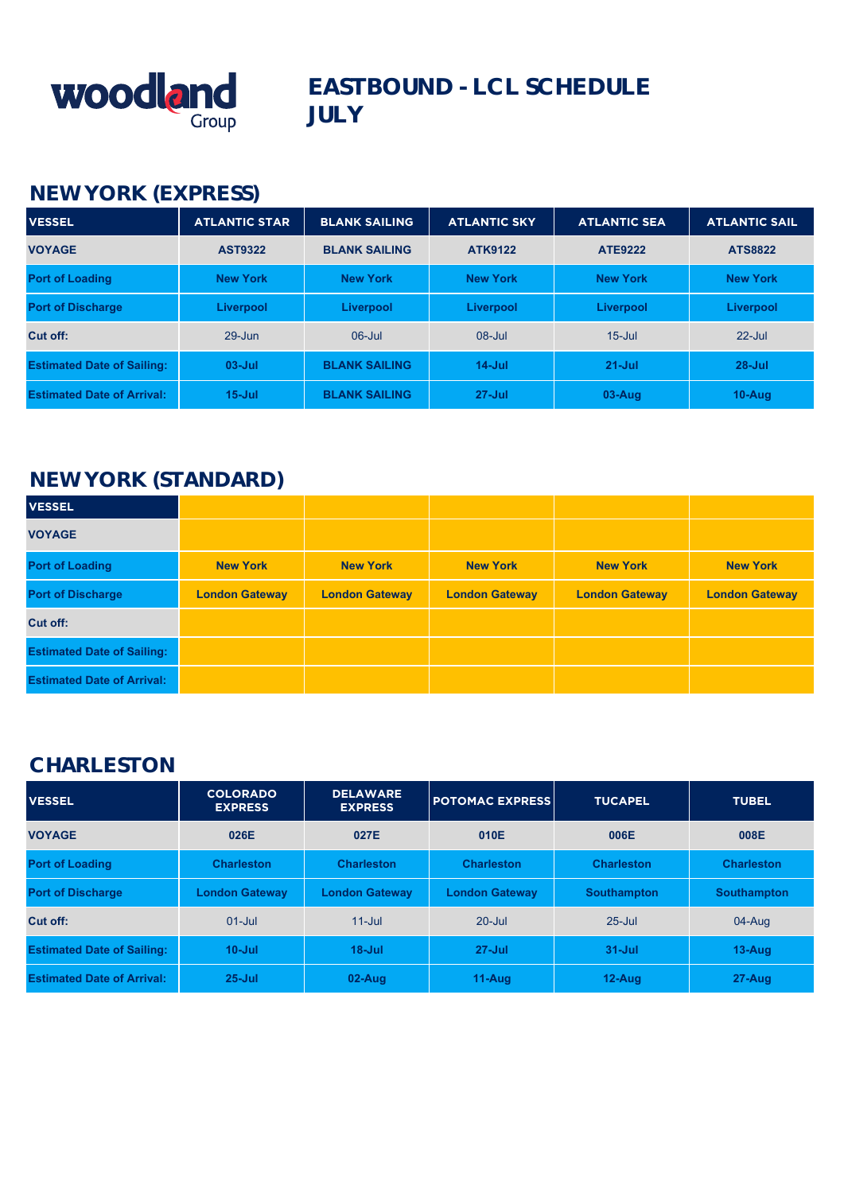woodland Group

# EASTBOUND - LCL SCHEDULE JULY

## NEW YORK (EXPRESS)

| VESSEL | ATLANTIC STAR | BLANK SAILING | ATLANTIC SKY | ATLANTIC SEA | ATLANTIC SAIL |
|---|---|---|---|---|---|
| VOYAGE | AST9322 | BLANK SAILING | ATK9122 | ATE9222 | ATS8822 |
| Port of Loading | New York | New York | New York | New York | New York |
| Port of Discharge | Liverpool | Liverpool | Liverpool | Liverpool | Liverpool |
| Cut off: | 29-Jun | 06-Jul | 08-Jul | 15-Jul | 22-Jul |
| Estimated Date of Sailing: | 03-Jul | BLANK SAILING | 14-Jul | 21-Jul | 28-Jul |
| Estimated Date of Arrival: | 15-Jul | BLANK SAILING | 27-Jul | 03-Aug | 10-Aug |

## NEW YORK (STANDARD)

| VESSEL | | | | | |
|---|---|---|---|---|---|
| VOYAGE | | | | | |
| Port of Loading | New York | New York | New York | New York | New York |
| Port of Discharge | London Gateway | London Gateway | London Gateway | London Gateway | London Gateway |
| Cut off: | | | | | |
| Estimated Date of Sailing: | | | | | |
| Estimated Date of Arrival: | | | | | |

## CHARLESTON

| VESSEL | COLORADO EXPRESS | DELAWARE EXPRESS | POTOMAC EXPRESS | TUCAPEL | TUBEL |
|---|---|---|---|---|---|
| VOYAGE | 026E | 027E | 010E | 006E | 008E |
| Port of Loading | Charleston | Charleston | Charleston | Charleston | Charleston |
| Port of Discharge | London Gateway | London Gateway | London Gateway | Southampton | Southampton |
| Cut off: | 01-Jul | 11-Jul | 20-Jul | 25-Jul | 04-Aug |
| Estimated Date of Sailing: | 10-Jul | 18-Jul | 27-Jul | 31-Jul | 13-Aug |
| Estimated Date of Arrival: | 25-Jul | 02-Aug | 11-Aug | 12-Aug | 27-Aug |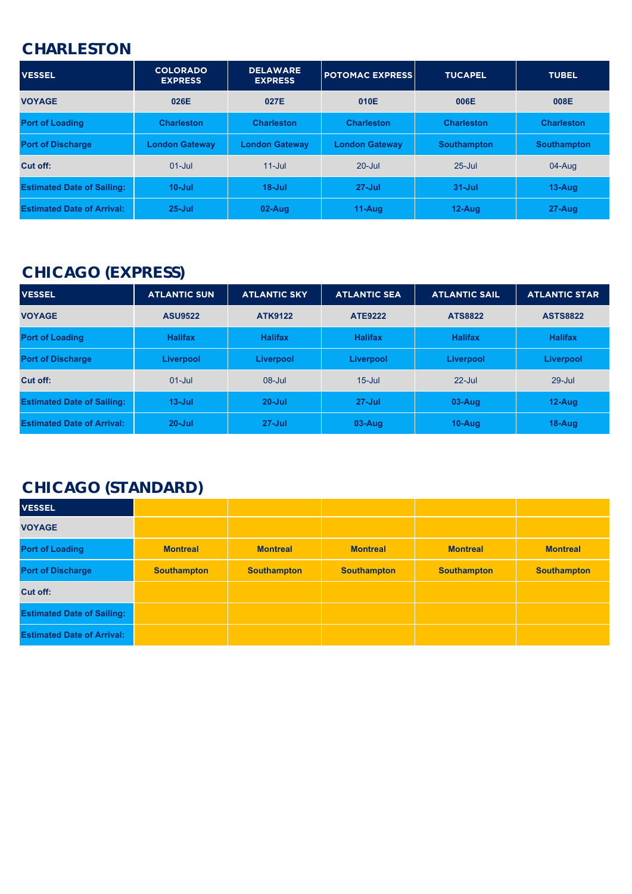## CHARLESTON

| VESSEL | COLORADO EXPRESS | DELAWARE EXPRESS | POTOMAC EXPRESS | TUCAPEL | TUBEL |
| --- | --- | --- | --- | --- | --- |
| VOYAGE | 026E | 027E | 010E | 006E | 008E |
| Port of Loading | Charleston | Charleston | Charleston | Charleston | Charleston |
| Port of Discharge | London Gateway | London Gateway | London Gateway | Southampton | Southampton |
| Cut off: | 01-Jul | 11-Jul | 20-Jul | 25-Jul | 04-Aug |
| Estimated Date of Sailing: | 10-Jul | 18-Jul | 27-Jul | 31-Jul | 13-Aug |
| Estimated Date of Arrival: | 25-Jul | 02-Aug | 11-Aug | 12-Aug | 27-Aug |

## CHICAGO (EXPRESS)

| VESSEL | ATLANTIC SUN | ATLANTIC SKY | ATLANTIC SEA | ATLANTIC SAIL | ATLANTIC STAR |
| --- | --- | --- | --- | --- | --- |
| VOYAGE | ASU9522 | ATK9122 | ATE9222 | ATS8822 | ASTS8822 |
| Port of Loading | Halifax | Halifax | Halifax | Halifax | Halifax |
| Port of Discharge | Liverpool | Liverpool | Liverpool | Liverpool | Liverpool |
| Cut off: | 01-Jul | 08-Jul | 15-Jul | 22-Jul | 29-Jul |
| Estimated Date of Sailing: | 13-Jul | 20-Jul | 27-Jul | 03-Aug | 12-Aug |
| Estimated Date of Arrival: | 20-Jul | 27-Jul | 03-Aug | 10-Aug | 18-Aug |

## CHICAGO (STANDARD)

| VESSEL | | | | | |
| --- | --- | --- | --- | --- | --- |
| VOYAGE | | | | | |
| Port of Loading | Montreal | Montreal | Montreal | Montreal | Montreal |
| Port of Discharge | Southampton | Southampton | Southampton | Southampton | Southampton |
| Cut off: | | | | | |
| Estimated Date of Sailing: | | | | | |
| Estimated Date of Arrival: | | | | | |